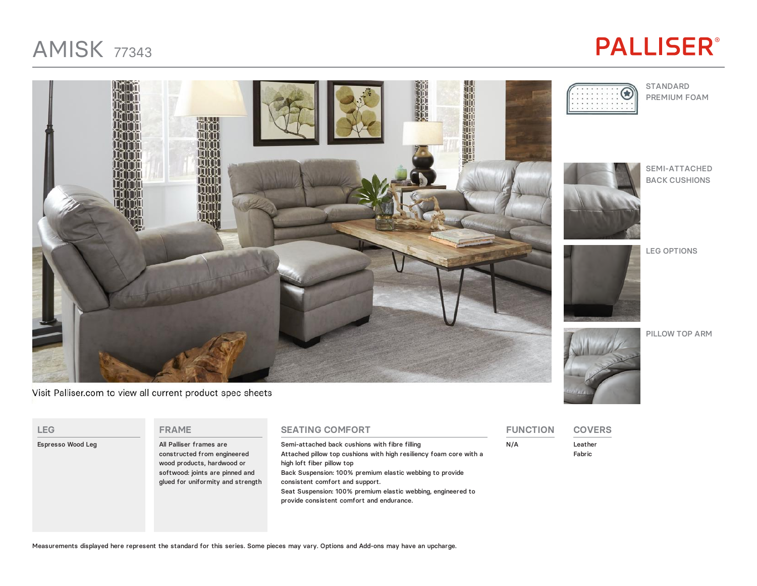# AMISK 77343

PALLISER®

Visit Palliser.com to view all current product spec sheets

STANDARD PREMIUM FOAM

SEMI-ATTACHED BACK CUSHIONS

LEG OPTIONS

PILLOW TOP ARM

## LEG

Espresso Wood Leg

## FRAME

All Palliser frames are constructed from engineered wood products, hardwood or softwood: joints are pinned and glued for uniformity and strength

## SEATING COMFORT

Semi-attached back cushions with fibre filling
Attached pillow top cushions with high resiliency foam core with a high loft fiber pillow top
Back Suspension: 100% premium elastic webbing to provide consistent comfort and support.
Seat Suspension: 100% premium elastic webbing, engineered to provide consistent comfort and endurance.

## FUNCTION

N/A

## COVERS

Leather
Fabric

Measurements displayed here represent the standard for this series. Some pieces may vary. Options and Add-ons may have an upcharge.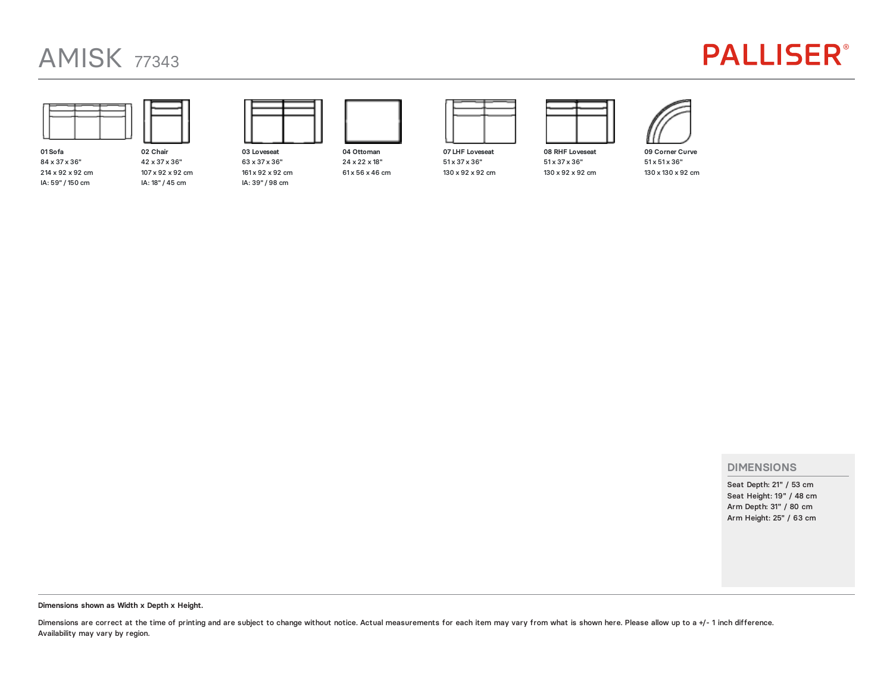# AMISK 77343

PALLISER®

**01 Sofa**
84 x 37 x 36"
214 x 92 x 92 cm
IA: 59" / 150 cm

**02 Chair**
42 x 37 x 36"
107 x 92 x 92 cm
IA: 18" / 45 cm

**03 Loveseat**
63 x 37 x 36"
161 x 92 x 92 cm
IA: 39" / 98 cm

**04 Ottoman**
24 x 22 x 18"
61 x 56 x 46 cm

**07 LHF Loveseat**
51 x 37 x 36"
130 x 92 x 92 cm

**08 RHF Loveseat**
51 x 37 x 36"
130 x 92 x 92 cm

**09 Corner Curve**
51 x 51 x 36"
130 x 130 x 92 cm

## DIMENSIONS

Seat Depth: 21" / 53 cm
Seat Height: 19" / 48 cm
Arm Depth: 31" / 80 cm
Arm Height: 25" / 63 cm

**Dimensions shown as Width x Depth x Height.**

Dimensions are correct at the time of printing and are subject to change without notice. Actual measurements for each item may vary from what is shown here. Please allow up to a +/- 1 inch difference. Availability may vary by region.